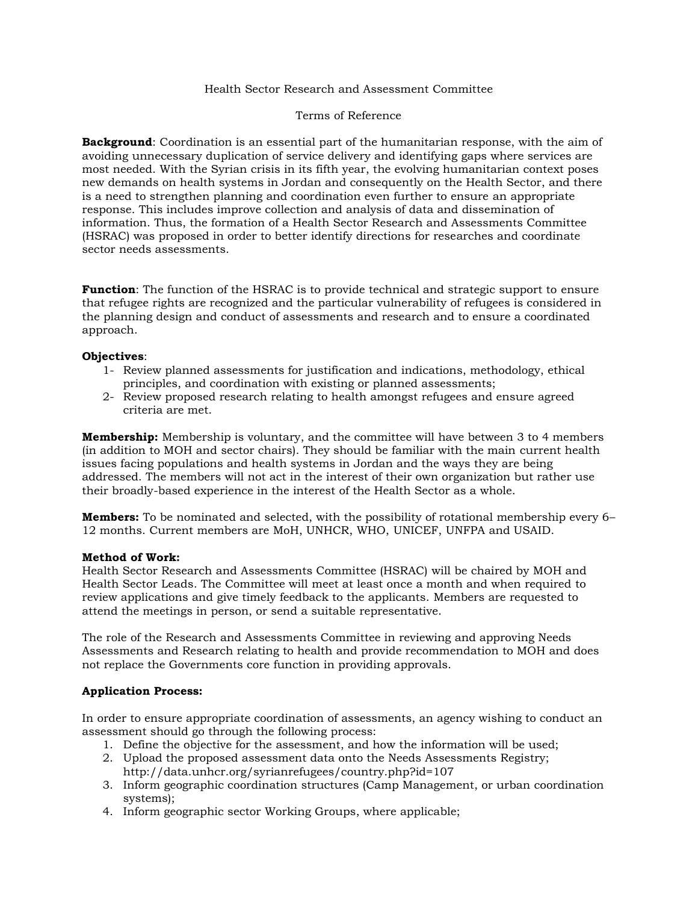# Health Sector Research and Assessment Committee

## Terms of Reference

**Background**: Coordination is an essential part of the humanitarian response, with the aim of avoiding unnecessary duplication of service delivery and identifying gaps where services are most needed. With the Syrian crisis in its fifth year, the evolving humanitarian context poses new demands on health systems in Jordan and consequently on the Health Sector, and there is a need to strengthen planning and coordination even further to ensure an appropriate response. This includes improve collection and analysis of data and dissemination of information. Thus, the formation of a Health Sector Research and Assessments Committee (HSRAC) was proposed in order to better identify directions for researches and coordinate sector needs assessments.

**Function**: The function of the HSRAC is to provide technical and strategic support to ensure that refugee rights are recognized and the particular vulnerability of refugees is considered in the planning design and conduct of assessments and research and to ensure a coordinated approach.

**Objectives**:

1- Review planned assessments for justification and indications, methodology, ethical principles, and coordination with existing or planned assessments;
2- Review proposed research relating to health amongst refugees and ensure agreed criteria are met.

**Membership:** Membership is voluntary, and the committee will have between 3 to 4 members (in addition to MOH and sector chairs). They should be familiar with the main current health issues facing populations and health systems in Jordan and the ways they are being addressed. The members will not act in the interest of their own organization but rather use their broadly-based experience in the interest of the Health Sector as a whole.

**Members:** To be nominated and selected, with the possibility of rotational membership every 6–12 months. Current members are MoH, UNHCR, WHO, UNICEF, UNFPA and USAID.

**Method of Work:**
Health Sector Research and Assessments Committee (HSRAC) will be chaired by MOH and Health Sector Leads. The Committee will meet at least once a month and when required to review applications and give timely feedback to the applicants. Members are requested to attend the meetings in person, or send a suitable representative.

The role of the Research and Assessments Committee in reviewing and approving Needs Assessments and Research relating to health and provide recommendation to MOH and does not replace the Governments core function in providing approvals.

**Application Process:**

In order to ensure appropriate coordination of assessments, an agency wishing to conduct an assessment should go through the following process:

1. Define the objective for the assessment, and how the information will be used;
2. Upload the proposed assessment data onto the Needs Assessments Registry; http://data.unhcr.org/syrianrefugees/country.php?id=107
3. Inform geographic coordination structures (Camp Management, or urban coordination systems);
4. Inform geographic sector Working Groups, where applicable;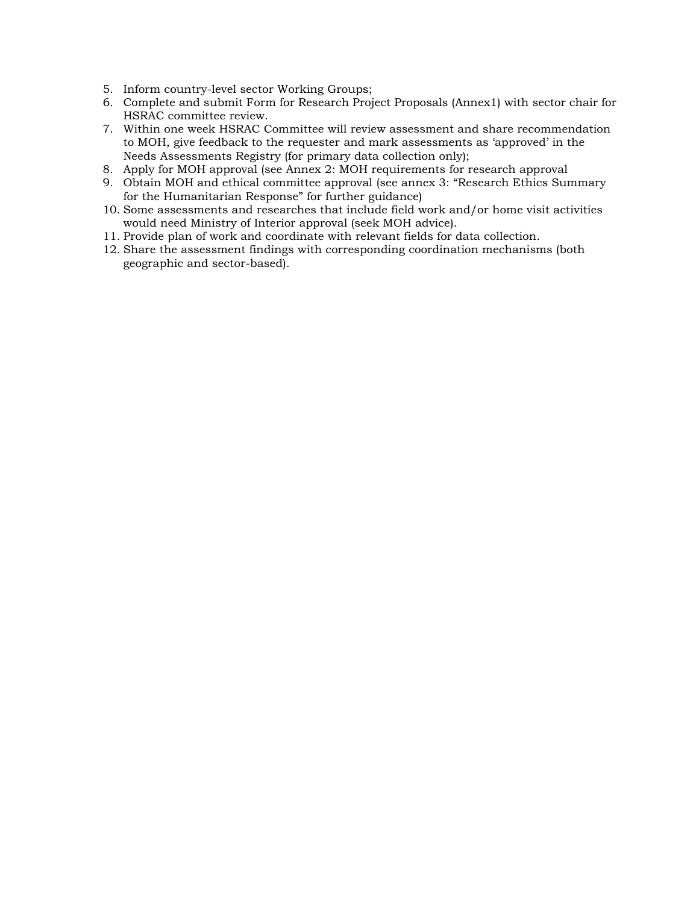5. Inform country-level sector Working Groups;
6. Complete and submit Form for Research Project Proposals (Annex1) with sector chair for HSRAC committee review.
7. Within one week HSRAC Committee will review assessment and share recommendation to MOH, give feedback to the requester and mark assessments as 'approved' in the Needs Assessments Registry (for primary data collection only);
8. Apply for MOH approval (see Annex 2: MOH requirements for research approval
9. Obtain MOH and ethical committee approval (see annex 3: "Research Ethics Summary for the Humanitarian Response" for further guidance)
10. Some assessments and researches that include field work and/or home visit activities would need Ministry of Interior approval (seek MOH advice).
11. Provide plan of work and coordinate with relevant fields for data collection.
12. Share the assessment findings with corresponding coordination mechanisms (both geographic and sector-based).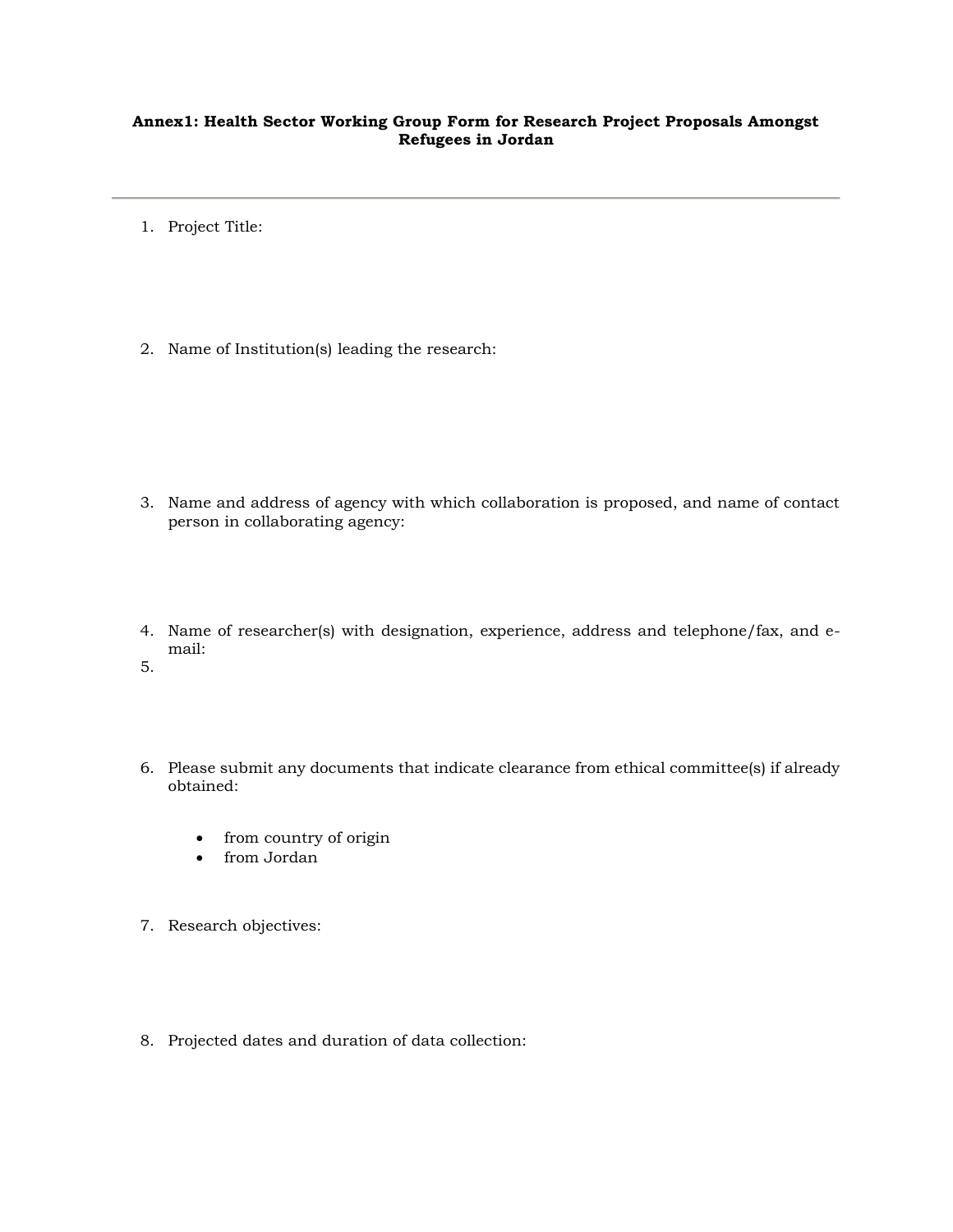**Annex1: Health Sector Working Group Form for Research Project Proposals Amongst Refugees in Jordan**

---

1. Project Title:

2. Name of Institution(s) leading the research:

3. Name and address of agency with which collaboration is proposed, and name of contact person in collaborating agency:

4. Name of researcher(s) with designation, experience, address and telephone/fax, and e-mail:
5. 

6. Please submit any documents that indicate clearance from ethical committee(s) if already obtained:

   - from country of origin
   - from Jordan

7. Research objectives:

8. Projected dates and duration of data collection: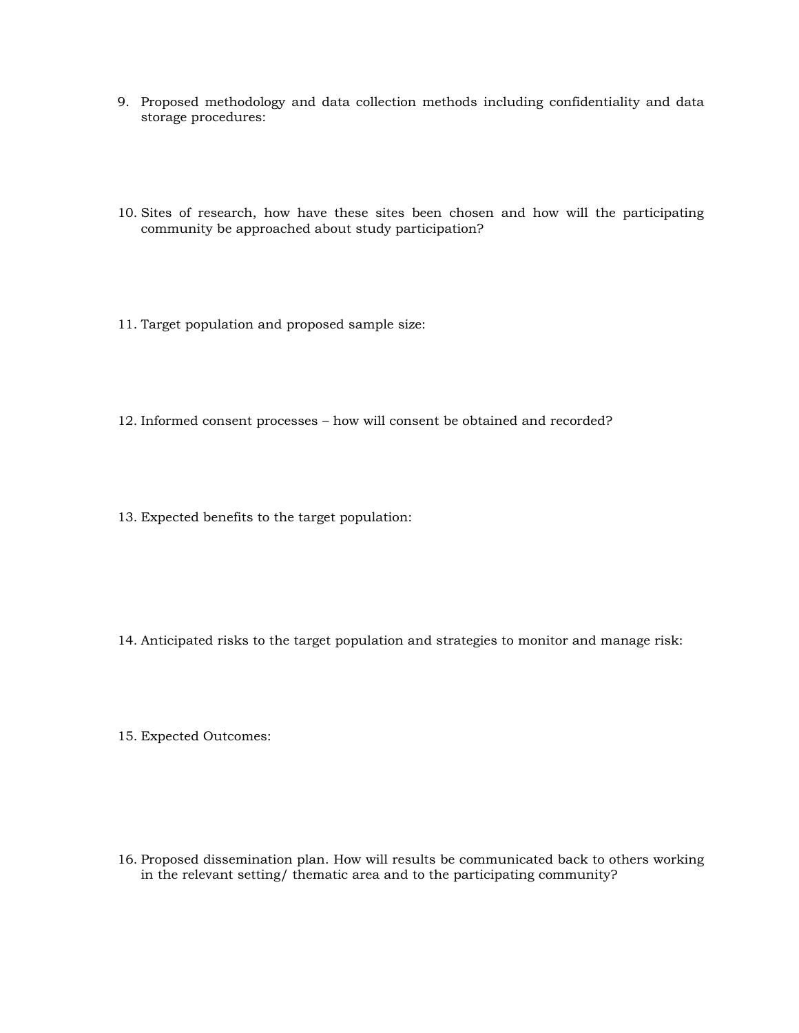9. Proposed methodology and data collection methods including confidentiality and data storage procedures:

10. Sites of research, how have these sites been chosen and how will the participating community be approached about study participation?

11. Target population and proposed sample size:

12. Informed consent processes – how will consent be obtained and recorded?

13. Expected benefits to the target population:

14. Anticipated risks to the target population and strategies to monitor and manage risk:

15. Expected Outcomes:

16. Proposed dissemination plan. How will results be communicated back to others working in the relevant setting/ thematic area and to the participating community?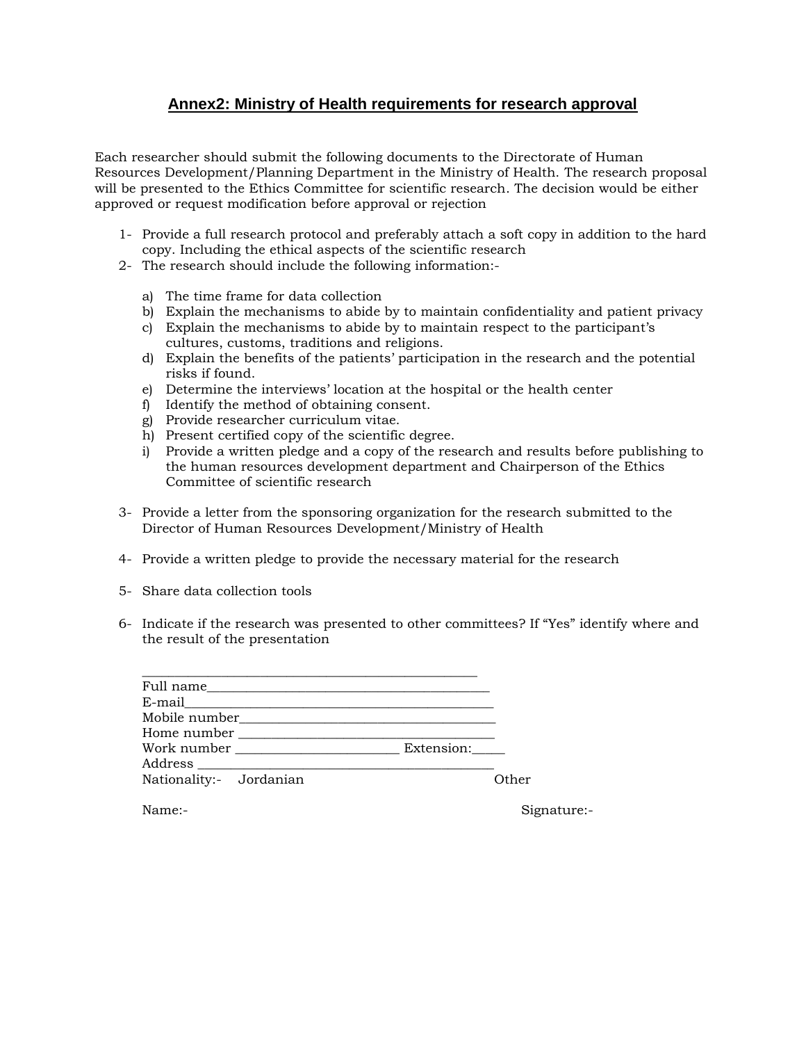## Annex2: Ministry of Health requirements for research approval

Each researcher should submit the following documents to the Directorate of Human Resources Development/Planning Department in the Ministry of Health. The research proposal will be presented to the Ethics Committee for scientific research. The decision would be either approved or request modification before approval or rejection

1- Provide a full research protocol and preferably attach a soft copy in addition to the hard copy. Including the ethical aspects of the scientific research
2- The research should include the following information:-

   a) The time frame for data collection
   b) Explain the mechanisms to abide by to maintain confidentiality and patient privacy
   c) Explain the mechanisms to abide by to maintain respect to the participant's cultures, customs, traditions and religions.
   d) Explain the benefits of the patients' participation in the research and the potential risks if found.
   e) Determine the interviews' location at the hospital or the health center
   f) Identify the method of obtaining consent.
   g) Provide researcher curriculum vitae.
   h) Present certified copy of the scientific degree.
   i) Provide a written pledge and a copy of the research and results before publishing to the human resources development department and Chairperson of the Ethics Committee of scientific research

3- Provide a letter from the sponsoring organization for the research submitted to the Director of Human Resources Development/Ministry of Health

4- Provide a written pledge to provide the necessary material for the research

5- Share data collection tools

6- Indicate if the research was presented to other committees? If "Yes" identify where and the result of the presentation

_______________________________________________

Full name________________________________________

E-mail___________________________________________

Mobile number_____________________________________

Home number ______________________________________

Work number ________________________ Extension:_____

Address ____________________________________________

Nationality:- Jordanian Other

Name:- Signature:-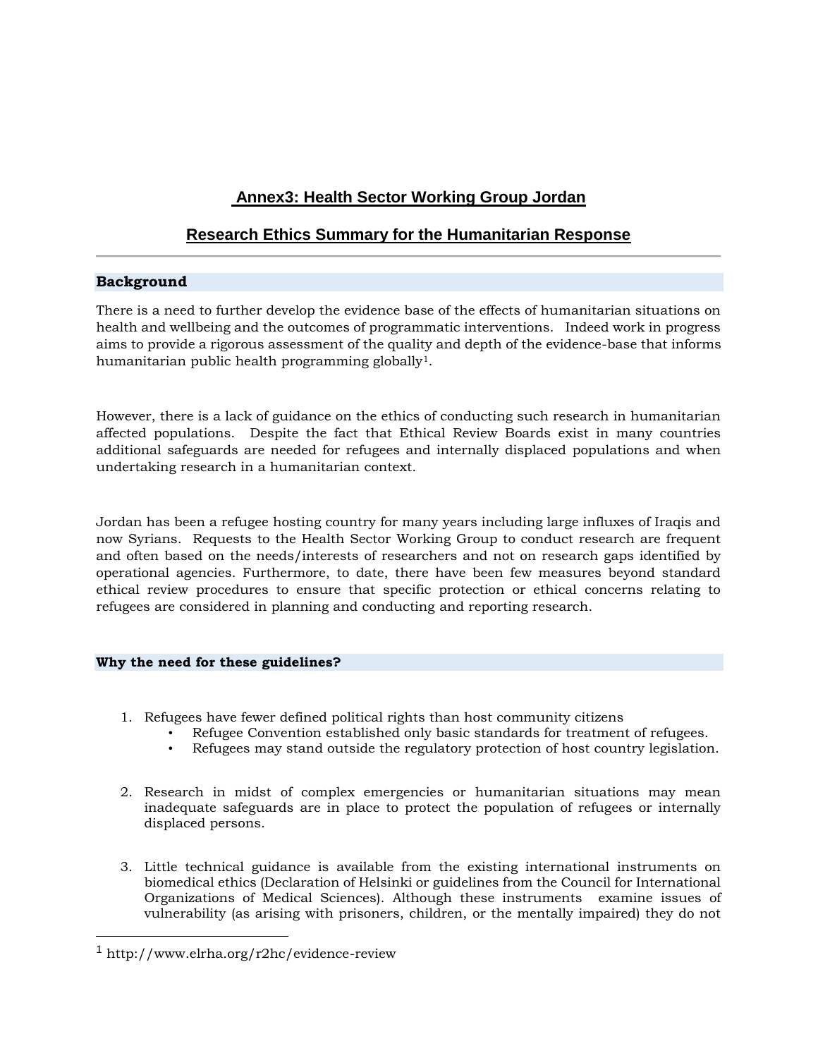# Annex3: Health Sector Working Group Jordan

# Research Ethics Summary for the Humanitarian Response

---

## Background

There is a need to further develop the evidence base of the effects of humanitarian situations on health and wellbeing and the outcomes of programmatic interventions. Indeed work in progress aims to provide a rigorous assessment of the quality and depth of the evidence-base that informs humanitarian public health programming globally[1].

However, there is a lack of guidance on the ethics of conducting such research in humanitarian affected populations. Despite the fact that Ethical Review Boards exist in many countries additional safeguards are needed for refugees and internally displaced populations and when undertaking research in a humanitarian context.

Jordan has been a refugee hosting country for many years including large influxes of Iraqis and now Syrians. Requests to the Health Sector Working Group to conduct research are frequent and often based on the needs/interests of researchers and not on research gaps identified by operational agencies. Furthermore, to date, there have been few measures beyond standard ethical review procedures to ensure that specific protection or ethical concerns relating to refugees are considered in planning and conducting and reporting research.

## Why the need for these guidelines?

1. Refugees have fewer defined political rights than host community citizens
   - Refugee Convention established only basic standards for treatment of refugees.
   - Refugees may stand outside the regulatory protection of host country legislation.

2. Research in midst of complex emergencies or humanitarian situations may mean inadequate safeguards are in place to protect the population of refugees or internally displaced persons.

3. Little technical guidance is available from the existing international instruments on biomedical ethics (Declaration of Helsinki or guidelines from the Council for International Organizations of Medical Sciences). Although these instruments examine issues of vulnerability (as arising with prisoners, children, or the mentally impaired) they do not

---

[1] http://www.elrha.org/r2hc/evidence-review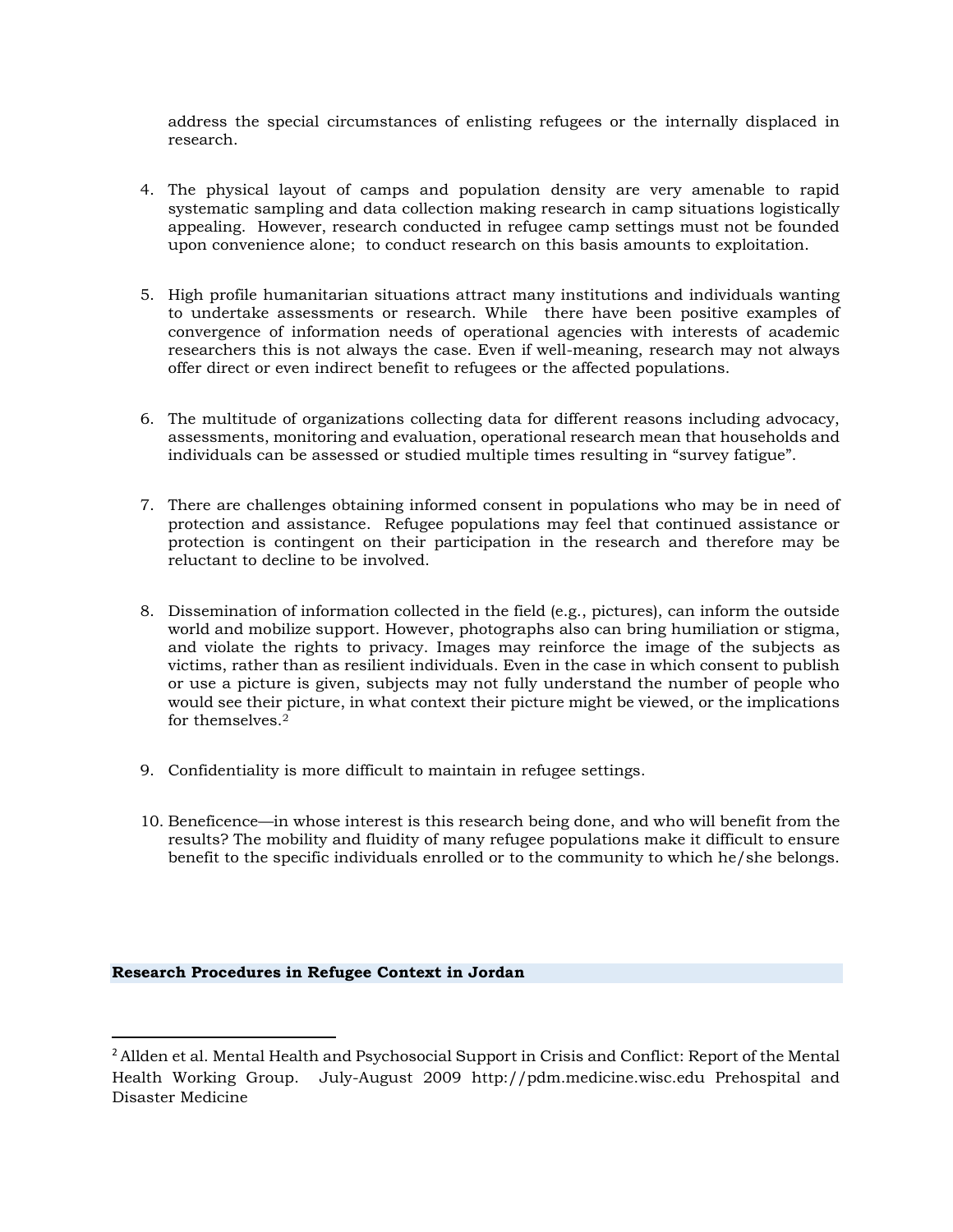address the special circumstances of enlisting refugees or the internally displaced in research.

4. The physical layout of camps and population density are very amenable to rapid systematic sampling and data collection making research in camp situations logistically appealing. However, research conducted in refugee camp settings must not be founded upon convenience alone; to conduct research on this basis amounts to exploitation.

5. High profile humanitarian situations attract many institutions and individuals wanting to undertake assessments or research. While there have been positive examples of convergence of information needs of operational agencies with interests of academic researchers this is not always the case. Even if well-meaning, research may not always offer direct or even indirect benefit to refugees or the affected populations.

6. The multitude of organizations collecting data for different reasons including advocacy, assessments, monitoring and evaluation, operational research mean that households and individuals can be assessed or studied multiple times resulting in "survey fatigue".

7. There are challenges obtaining informed consent in populations who may be in need of protection and assistance. Refugee populations may feel that continued assistance or protection is contingent on their participation in the research and therefore may be reluctant to decline to be involved.

8. Dissemination of information collected in the field (e.g., pictures), can inform the outside world and mobilize support. However, photographs also can bring humiliation or stigma, and violate the rights to privacy. Images may reinforce the image of the subjects as victims, rather than as resilient individuals. Even in the case in which consent to publish or use a picture is given, subjects may not fully understand the number of people who would see their picture, in what context their picture might be viewed, or the implications for themselves.[2]

9. Confidentiality is more difficult to maintain in refugee settings.

10. Beneficence—in whose interest is this research being done, and who will benefit from the results? The mobility and fluidity of many refugee populations make it difficult to ensure benefit to the specific individuals enrolled or to the community to which he/she belongs.

## Research Procedures in Refugee Context in Jordan

[2] Allden et al. Mental Health and Psychosocial Support in Crisis and Conflict: Report of the Mental Health Working Group. July-August 2009 http://pdm.medicine.wisc.edu Prehospital and Disaster Medicine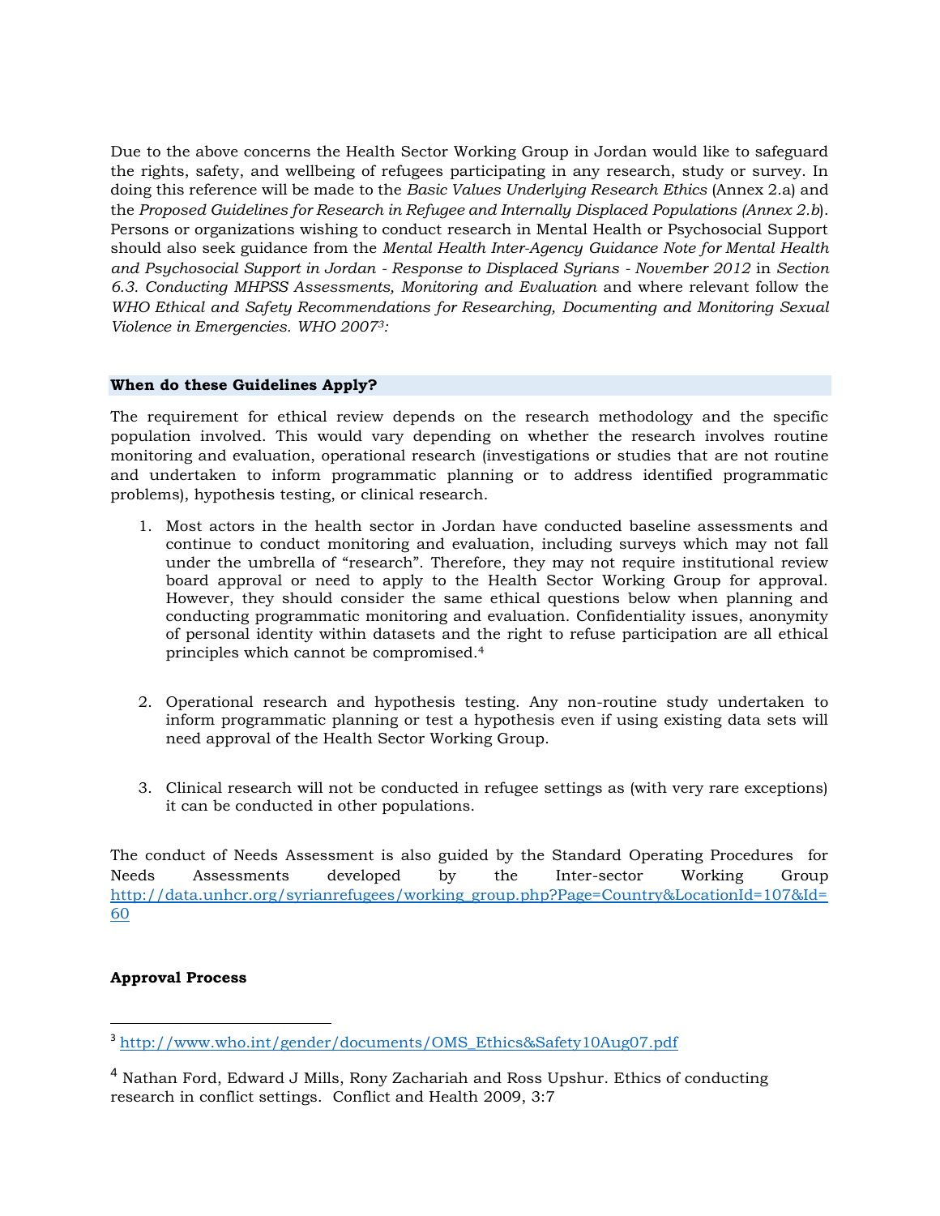Due to the above concerns the Health Sector Working Group in Jordan would like to safeguard the rights, safety, and wellbeing of refugees participating in any research, study or survey. In doing this reference will be made to the *Basic Values Underlying Research Ethics* (Annex 2.a) and the *Proposed Guidelines for Research in Refugee and Internally Displaced Populations (Annex 2.b*). Persons or organizations wishing to conduct research in Mental Health or Psychosocial Support should also seek guidance from the *Mental Health Inter-Agency Guidance Note for Mental Health and Psychosocial Support in Jordan - Response to Displaced Syrians - November 2012* in *Section 6.3. Conducting MHPSS Assessments, Monitoring and Evaluation* and where relevant follow the *WHO Ethical and Safety Recommendations for Researching, Documenting and Monitoring Sexual Violence in Emergencies. WHO 2007*[3]*:*

### When do these Guidelines Apply?

The requirement for ethical review depends on the research methodology and the specific population involved. This would vary depending on whether the research involves routine monitoring and evaluation, operational research (investigations or studies that are not routine and undertaken to inform programmatic planning or to address identified programmatic problems), hypothesis testing, or clinical research.

1. Most actors in the health sector in Jordan have conducted baseline assessments and continue to conduct monitoring and evaluation, including surveys which may not fall under the umbrella of "research". Therefore, they may not require institutional review board approval or need to apply to the Health Sector Working Group for approval. However, they should consider the same ethical questions below when planning and conducting programmatic monitoring and evaluation. Confidentiality issues, anonymity of personal identity within datasets and the right to refuse participation are all ethical principles which cannot be compromised.[4]

2. Operational research and hypothesis testing. Any non-routine study undertaken to inform programmatic planning or test a hypothesis even if using existing data sets will need approval of the Health Sector Working Group.

3. Clinical research will not be conducted in refugee settings as (with very rare exceptions) it can be conducted in other populations.

The conduct of Needs Assessment is also guided by the Standard Operating Procedures for Needs Assessments developed by the Inter-sector Working Group http://data.unhcr.org/syrianrefugees/working_group.php?Page=Country&LocationId=107&Id=60

**Approval Process**

---

[3] http://www.who.int/gender/documents/OMS_Ethics&Safety10Aug07.pdf

[4] Nathan Ford, Edward J Mills, Rony Zachariah and Ross Upshur. Ethics of conducting research in conflict settings. Conflict and Health 2009, 3:7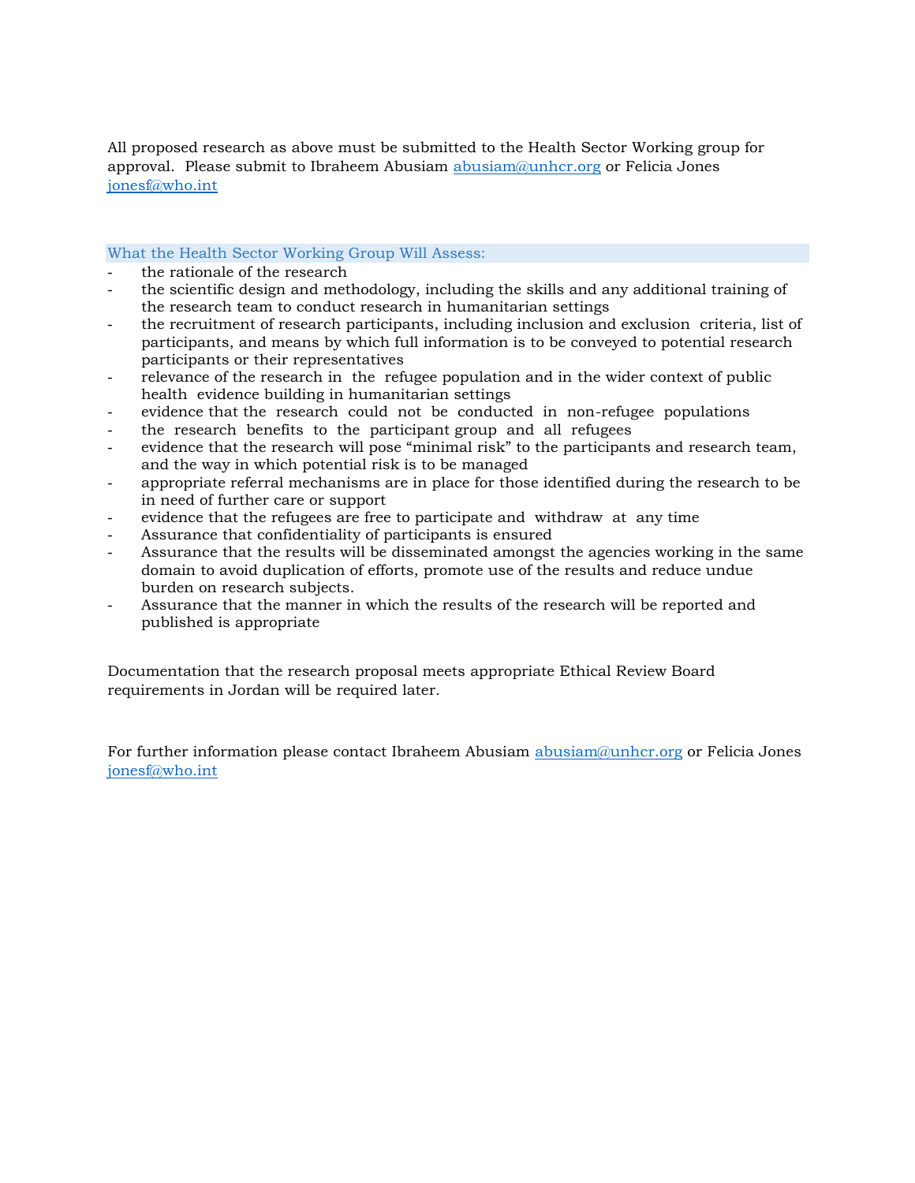All proposed research as above must be submitted to the Health Sector Working group for approval. Please submit to Ibraheem Abusiam abusiam@unhcr.org or Felicia Jones jonesf@who.int

## What the Health Sector Working Group Will Assess:

- the rationale of the research
- the scientific design and methodology, including the skills and any additional training of the research team to conduct research in humanitarian settings
- the recruitment of research participants, including inclusion and exclusion criteria, list of participants, and means by which full information is to be conveyed to potential research participants or their representatives
- relevance of the research in the refugee population and in the wider context of public health evidence building in humanitarian settings
- evidence that the research could not be conducted in non-refugee populations
- the research benefits to the participant group and all refugees
- evidence that the research will pose "minimal risk" to the participants and research team, and the way in which potential risk is to be managed
- appropriate referral mechanisms are in place for those identified during the research to be in need of further care or support
- evidence that the refugees are free to participate and withdraw at any time
- Assurance that confidentiality of participants is ensured
- Assurance that the results will be disseminated amongst the agencies working in the same domain to avoid duplication of efforts, promote use of the results and reduce undue burden on research subjects.
- Assurance that the manner in which the results of the research will be reported and published is appropriate

Documentation that the research proposal meets appropriate Ethical Review Board requirements in Jordan will be required later.

For further information please contact Ibraheem Abusiam abusiam@unhcr.org or Felicia Jones jonesf@who.int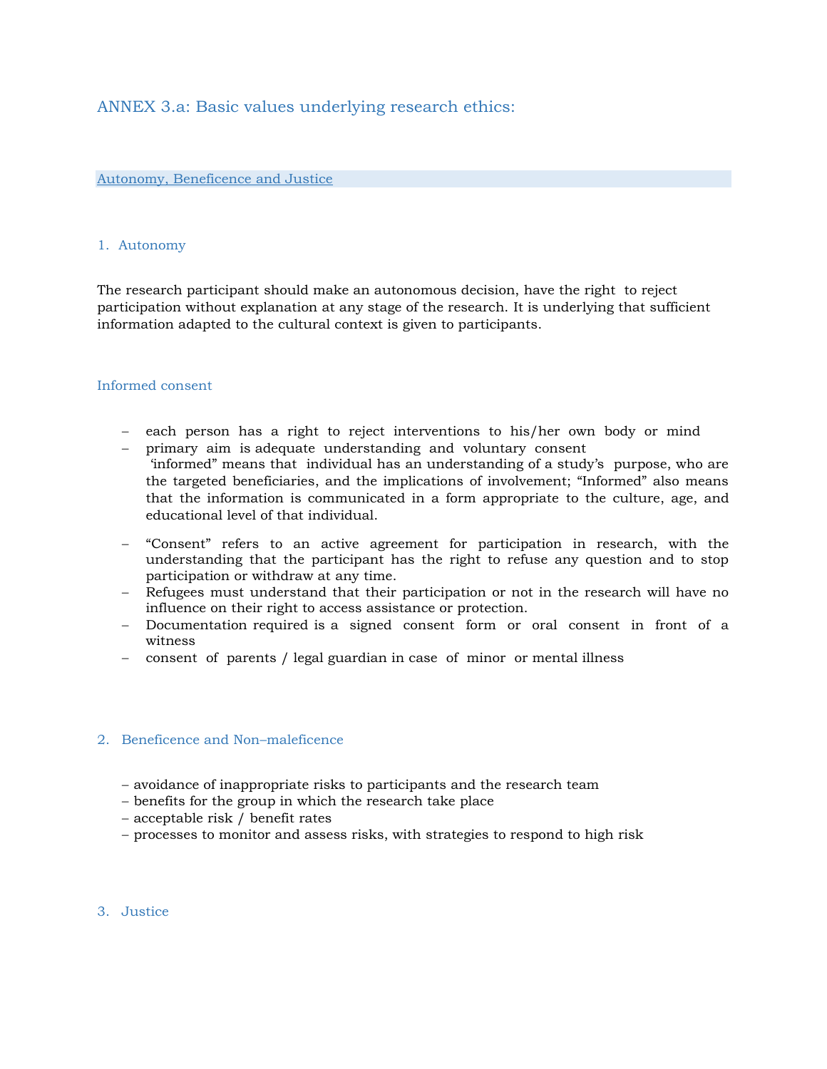## ANNEX 3.a: Basic values underlying research ethics:

### Autonomy, Beneficence and Justice

### 1. Autonomy

The research participant should make an autonomous decision, have the right to reject participation without explanation at any stage of the research. It is underlying that sufficient information adapted to the cultural context is given to participants.

#### Informed consent

- each person has a right to reject interventions to his/her own body or mind
- primary aim is adequate understanding and voluntary consent
  'informed" means that individual has an understanding of a study's purpose, who are the targeted beneficiaries, and the implications of involvement; "Informed" also means that the information is communicated in a form appropriate to the culture, age, and educational level of that individual.
- "Consent" refers to an active agreement for participation in research, with the understanding that the participant has the right to refuse any question and to stop participation or withdraw at any time.
- Refugees must understand that their participation or not in the research will have no influence on their right to access assistance or protection.
- Documentation required is a signed consent form or oral consent in front of a witness
- consent of parents / legal guardian in case of minor or mental illness

### 2. Beneficence and Non–maleficence

- avoidance of inappropriate risks to participants and the research team
- benefits for the group in which the research take place
- acceptable risk / benefit rates
- processes to monitor and assess risks, with strategies to respond to high risk

### 3. Justice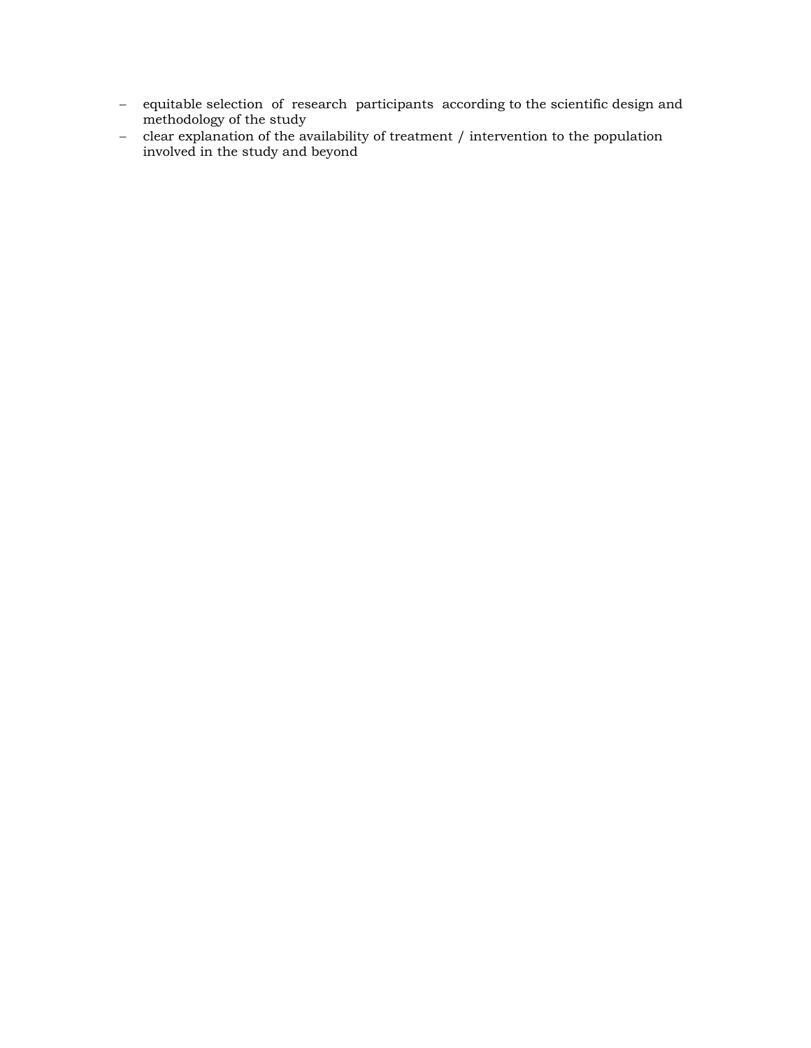- equitable selection of research participants according to the scientific design and methodology of the study
- clear explanation of the availability of treatment / intervention to the population involved in the study and beyond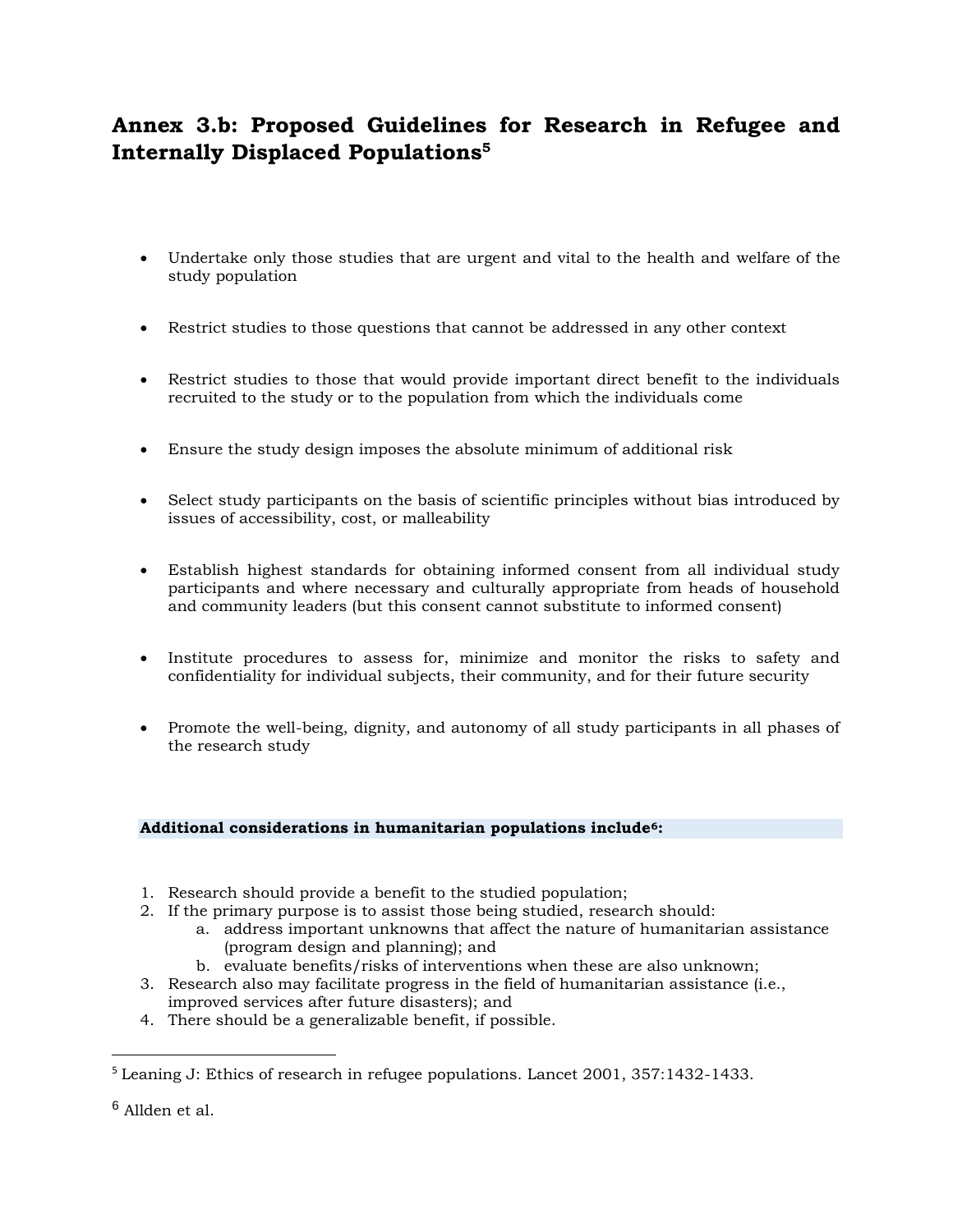# Annex 3.b: Proposed Guidelines for Research in Refugee and Internally Displaced Populations[5]

- Undertake only those studies that are urgent and vital to the health and welfare of the study population
- Restrict studies to those questions that cannot be addressed in any other context
- Restrict studies to those that would provide important direct benefit to the individuals recruited to the study or to the population from which the individuals come
- Ensure the study design imposes the absolute minimum of additional risk
- Select study participants on the basis of scientific principles without bias introduced by issues of accessibility, cost, or malleability
- Establish highest standards for obtaining informed consent from all individual study participants and where necessary and culturally appropriate from heads of household and community leaders (but this consent cannot substitute to informed consent)
- Institute procedures to assess for, minimize and monitor the risks to safety and confidentiality for individual subjects, their community, and for their future security
- Promote the well-being, dignity, and autonomy of all study participants in all phases of the research study

**Additional considerations in humanitarian populations include[6]:**

1. Research should provide a benefit to the studied population;
2. If the primary purpose is to assist those being studied, research should:
   a. address important unknowns that affect the nature of humanitarian assistance (program design and planning); and
   b. evaluate benefits/risks of interventions when these are also unknown;
3. Research also may facilitate progress in the field of humanitarian assistance (i.e., improved services after future disasters); and
4. There should be a generalizable benefit, if possible.

---

[5] Leaning J: Ethics of research in refugee populations. Lancet 2001, 357:1432-1433.

[6] Allden et al.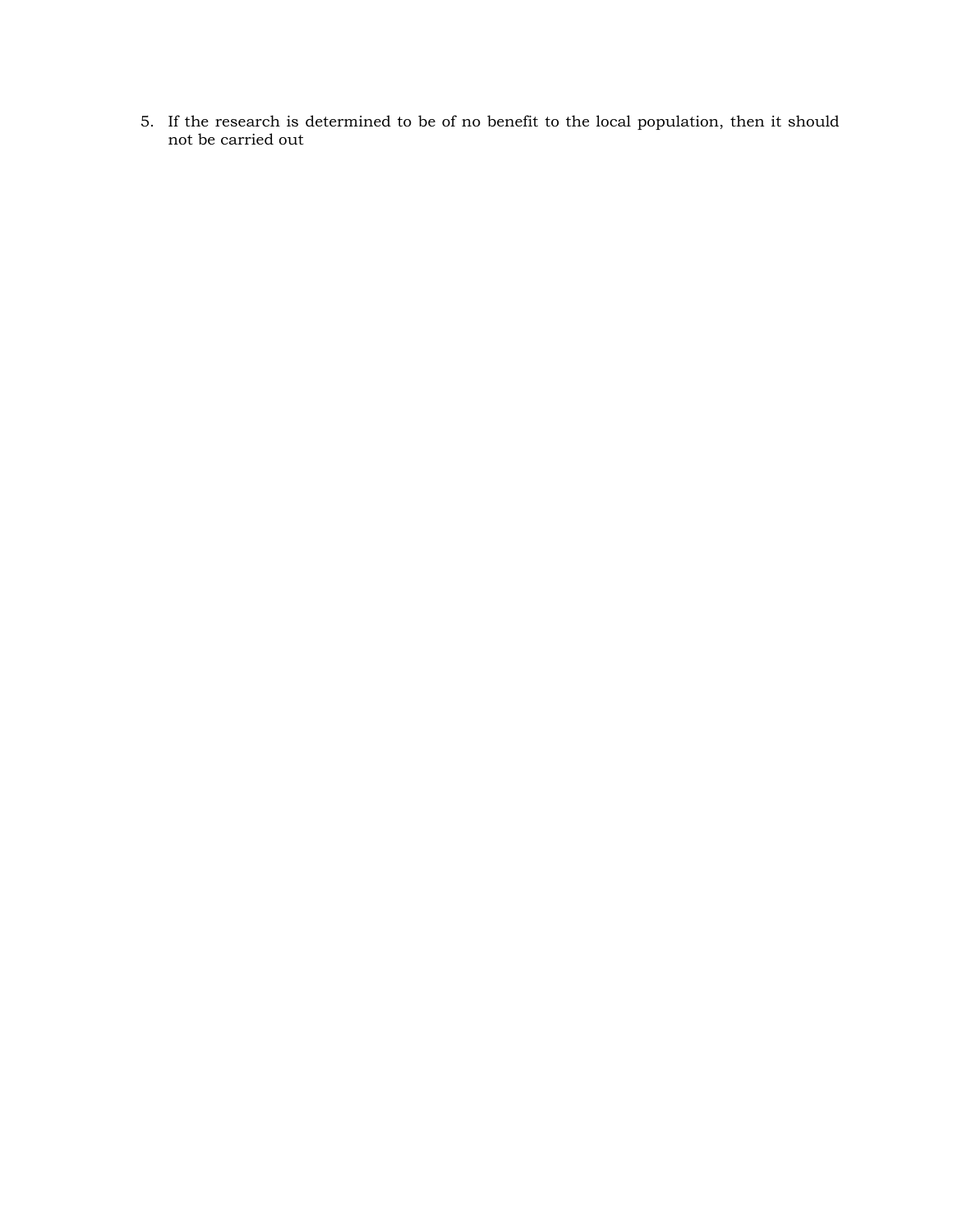5. If the research is determined to be of no benefit to the local population, then it should not be carried out